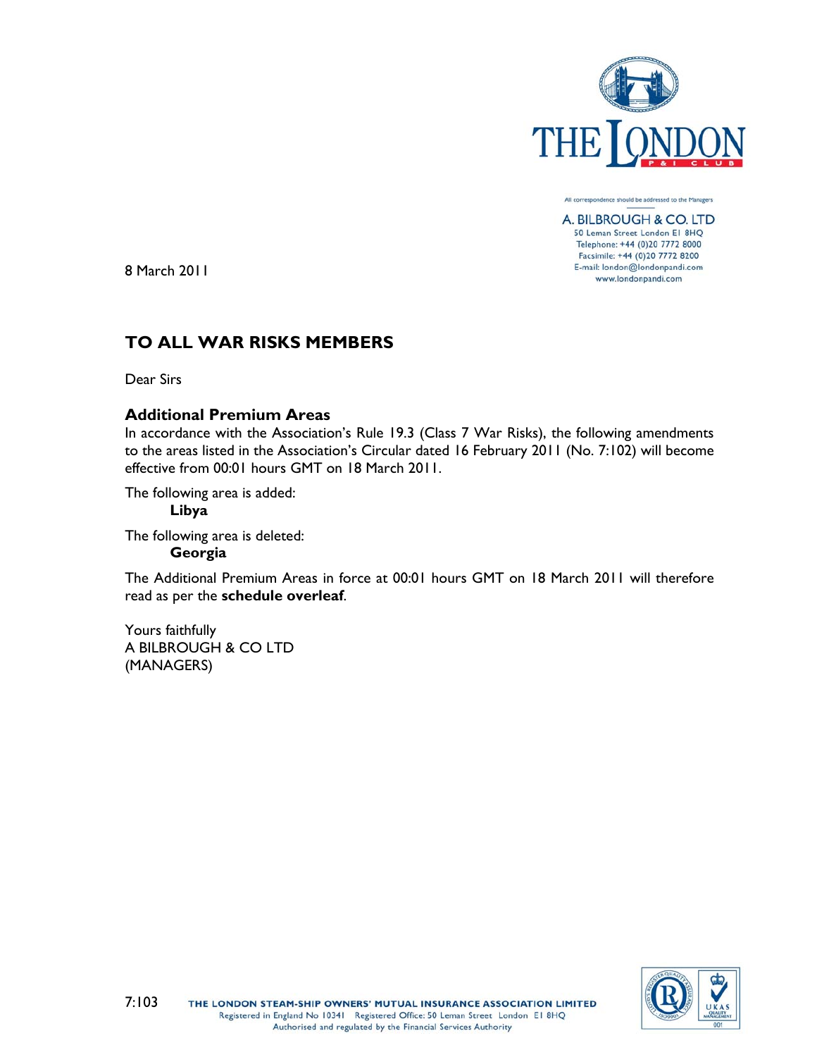All correspondence should be addressed to the Managers

A. BILBROUGH & CO. LTD
50 Leman Street London E1 8HQ
Telephone: +44 (0)20 7772 8000
Facsimile: +44 (0)20 7772 8200
E-mail: london@londonpandi.com
www.londonpandi.com

8 March 2011

## TO ALL WAR RISKS MEMBERS

Dear Sirs

### Additional Premium Areas

In accordance with the Association's Rule 19.3 (Class 7 War Risks), the following amendments to the areas listed in the Association's Circular dated 16 February 2011 (No. 7:102) will become effective from 00:01 hours GMT on 18 March 2011.

The following area is added:

**Libya**

The following area is deleted:

**Georgia**

The Additional Premium Areas in force at 00:01 hours GMT on 18 March 2011 will therefore read as per the **schedule overleaf**.

Yours faithfully
A BILBROUGH & CO LTD
(MANAGERS)

7:103

THE LONDON STEAM-SHIP OWNERS' MUTUAL INSURANCE ASSOCIATION LIMITED
Registered in England No 10341 Registered Office: 50 Leman Street London E1 8HQ
Authorised and regulated by the Financial Services Authority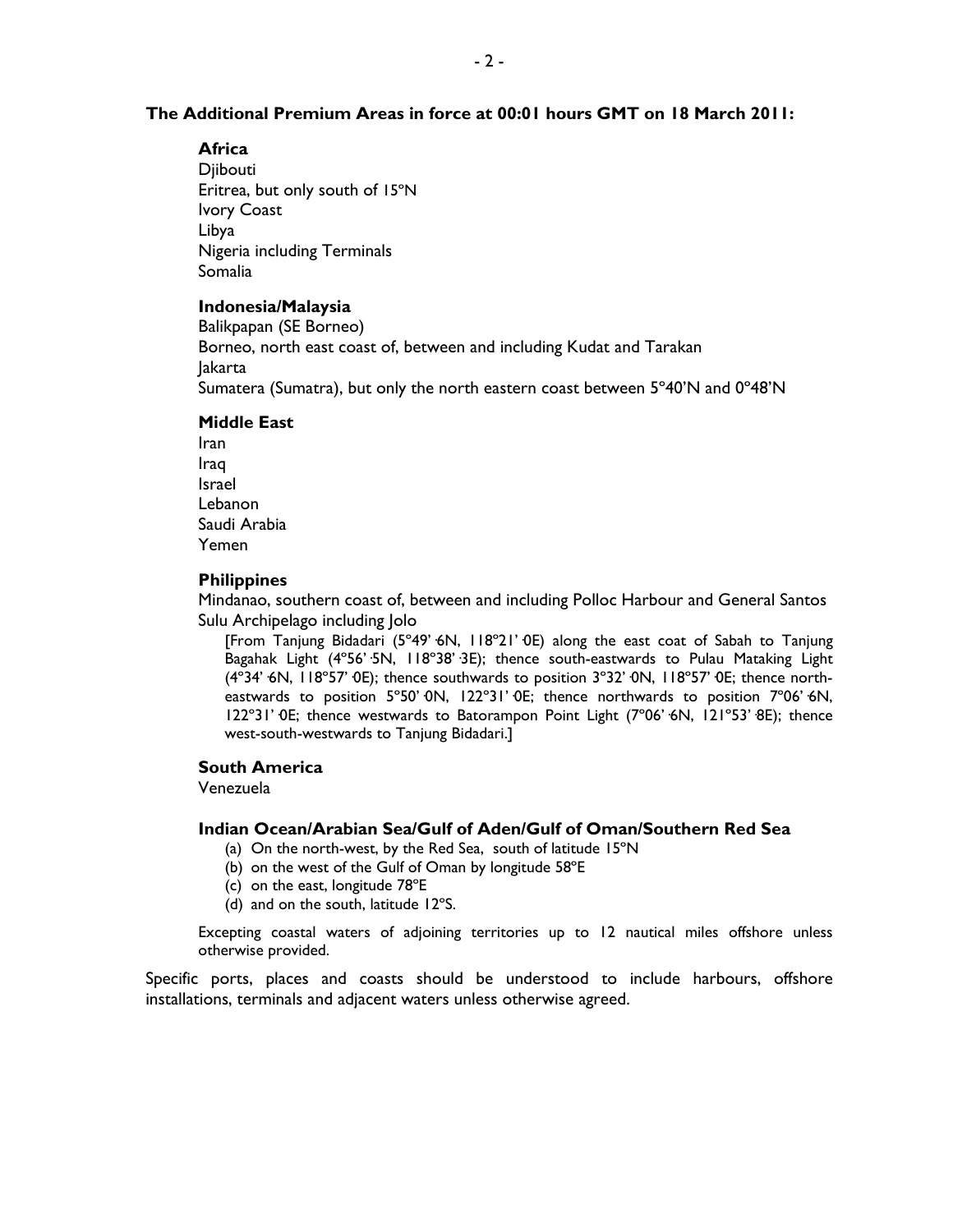**The Additional Premium Areas in force at 00:01 hours GMT on 18 March 2011:**

**Africa**

Djibouti
Eritrea, but only south of 15ºN
Ivory Coast
Libya
Nigeria including Terminals
Somalia

**Indonesia/Malaysia**

Balikpapan (SE Borneo)
Borneo, north east coast of, between and including Kudat and Tarakan
Jakarta
Sumatera (Sumatra), but only the north eastern coast between 5º40'N and 0º48'N

**Middle East**

Iran
Iraq
Israel
Lebanon
Saudi Arabia
Yemen

**Philippines**

Mindanao, southern coast of, between and including Polloc Harbour and General Santos
Sulu Archipelago including Jolo

[From Tanjung Bidadari (5º49'·6N, 118º21'·0E) along the east coat of Sabah to Tanjung Bagahak Light (4º56'·5N, 118º38'·3E); thence south-eastwards to Pulau Mataking Light (4º34'·6N, 118º57'·0E); thence southwards to position 3º32'·0N, 118º57'·0E; thence north-eastwards to position 5º50'·0N, 122º31'·0E; thence northwards to position 7º06'·6N, 122º31'·0E; thence westwards to Batorampon Point Light (7º06'·6N, 121º53'·8E); thence west-south-westwards to Tanjung Bidadari.]

**South America**

Venezuela

**Indian Ocean/Arabian Sea/Gulf of Aden/Gulf of Oman/Southern Red Sea**

(a) On the north-west, by the Red Sea, south of latitude 15ºN
(b) on the west of the Gulf of Oman by longitude 58ºE
(c) on the east, longitude 78ºE
(d) and on the south, latitude 12ºS.

Excepting coastal waters of adjoining territories up to 12 nautical miles offshore unless otherwise provided.

Specific ports, places and coasts should be understood to include harbours, offshore installations, terminals and adjacent waters unless otherwise agreed.